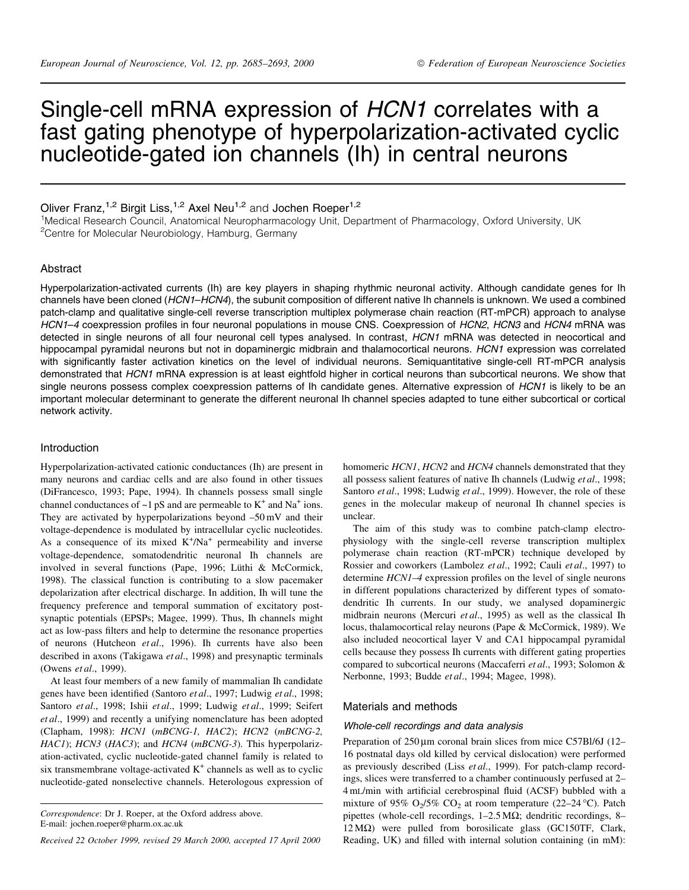# Single-cell mRNA expression of *HCN1* correlates with a fast gating phenotype of hyperpolarization-activated cyclic nucleotide-gated ion channels (Ih) in central neurons

Oliver Franz,[1,2] Birgit Liss,[1,2] Axel Neu[1,2] and Jochen Roeper[1,2]

[1]Medical Research Council, Anatomical Neuropharmacology Unit, Department of Pharmacology, Oxford University, UK
[2]Centre for Molecular Neurobiology, Hamburg, Germany

## Abstract

Hyperpolarization-activated currents (Ih) are key players in shaping rhythmic neuronal activity. Although candidate genes for Ih channels have been cloned (*HCN1–HCN4*), the subunit composition of different native Ih channels is unknown. We used a combined patch-clamp and qualitative single-cell reverse transcription multiplex polymerase chain reaction (RT-mPCR) approach to analyse *HCN1–4* coexpression profiles in four neuronal populations in mouse CNS. Coexpression of *HCN2*, *HCN3* and *HCN4* mRNA was detected in single neurons of all four neuronal cell types analysed. In contrast, *HCN1* mRNA was detected in neocortical and hippocampal pyramidal neurons but not in dopaminergic midbrain and thalamocortical neurons. *HCN1* expression was correlated with significantly faster activation kinetics on the level of individual neurons. Semiquantitative single-cell RT-mPCR analysis demonstrated that *HCN1* mRNA expression is at least eightfold higher in cortical neurons than subcortical neurons. We show that single neurons possess complex coexpression patterns of Ih candidate genes. Alternative expression of *HCN1* is likely to be an important molecular determinant to generate the different neuronal Ih channel species adapted to tune either subcortical or cortical network activity.

## Introduction

Hyperpolarization-activated cationic conductances (Ih) are present in many neurons and cardiac cells and are also found in other tissues (DiFrancesco, 1993; Pape, 1994). Ih channels possess small single channel conductances of ~1 pS and are permeable to $K^+$ and $Na^+$ ions. They are activated by hyperpolarizations beyond –50 mV and their voltage-dependence is modulated by intracellular cyclic nucleotides. As a consequence of its mixed $K^+/Na^+$ permeability and inverse voltage-dependence, somatodendritic neuronal Ih channels are involved in several functions (Pape, 1996; Lüthi & McCormick, 1998). The classical function is contributing to a slow pacemaker depolarization after electrical discharge. In addition, Ih will tune the frequency preference and temporal summation of excitatory post-synaptic potentials (EPSPs; Magee, 1999). Thus, Ih channels might act as low-pass filters and help to determine the resonance properties of neurons (Hutcheon *et al*., 1996). Ih currents have also been described in axons (Takigawa *et al*., 1998) and presynaptic terminals (Owens *et al*., 1999).

At least four members of a new family of mammalian Ih candidate genes have been identified (Santoro *et al*., 1997; Ludwig *et al*., 1998; Santoro *et al*., 1998; Ishii *et al*., 1999; Ludwig *et al*., 1999; Seifert *et al*., 1999) and recently a unifying nomenclature has been adopted (Clapham, 1998): *HCN1* (*mBCNG-1, HAC2*); *HCN2* (*mBCNG-2, HAC1*); *HCN3* (*HAC3*); and *HCN4* (*mBCNG-3*). This hyperpolarization-activated, cyclic nucleotide-gated channel family is related to six transmembrane voltage-activated $K^+$ channels as well as to cyclic nucleotide-gated nonselective channels. Heterologous expression of homomeric *HCN1*, *HCN2* and *HCN4* channels demonstrated that they all possess salient features of native Ih channels (Ludwig *et al*., 1998; Santoro *et al*., 1998; Ludwig *et al*., 1999). However, the role of these genes in the molecular makeup of neuronal Ih channel species is unclear.

The aim of this study was to combine patch-clamp electrophysiology with the single-cell reverse transcription multiplex polymerase chain reaction (RT-mPCR) technique developed by Rossier and coworkers (Lambolez *et al*., 1992; Cauli *et al*., 1997) to determine *HCN1–4* expression profiles on the level of single neurons in different populations characterized by different types of somatodendritic Ih currents. In our study, we analysed dopaminergic midbrain neurons (Mercuri *et al*., 1995) as well as the classical Ih locus, thalamocortical relay neurons (Pape & McCormick, 1989). We also included neocortical layer V and CA1 hippocampal pyramidal cells because they possess Ih currents with different gating properties compared to subcortical neurons (Maccaferri *et al*., 1993; Solomon & Nerbonne, 1993; Budde *et al*., 1994; Magee, 1998).

## Materials and methods

### Whole-cell recordings and data analysis

Preparation of 250 μm coronal brain slices from mice C57Bl/6J (12–16 postnatal days old killed by cervical dislocation) were performed as previously described (Liss *et al*., 1999). For patch-clamp recordings, slices were transferred to a chamber continuously perfused at 2–4 mL/min with artificial cerebrospinal fluid (ACSF) bubbled with a mixture of 95% $O_2$/5% $CO_2$ at room temperature (22–24 °C). Patch pipettes (whole-cell recordings, 1–2.5 MΩ; dendritic recordings, 8–12 MΩ) were pulled from borosilicate glass (GC150TF, Clark, Reading, UK) and filled with internal solution containing (in mM):

*Correspondence*: Dr J. Roeper, at the Oxford address above.
E-mail: jochen.roeper@pharm.ox.ac.uk

*Received 22 October 1999, revised 29 March 2000, accepted 17 April 2000*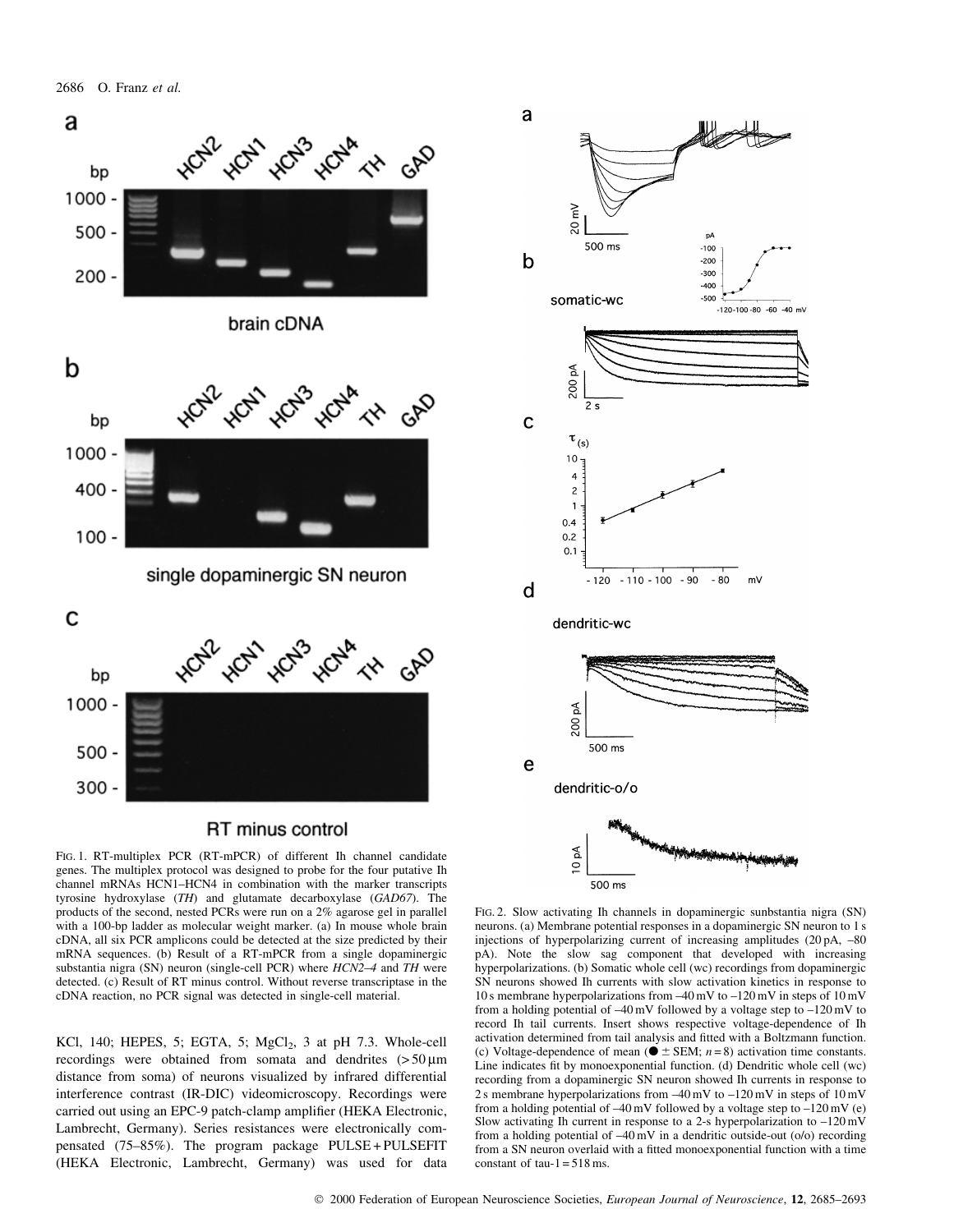FIG. 1. RT-multiplex PCR (RT-mPCR) of different Ih channel candidate genes. The multiplex protocol was designed to probe for the four putative Ih channel mRNAs HCN1–HCN4 in combination with the marker transcripts tyrosine hydroxylase (*TH*) and glutamate decarboxylase (*GAD67*). The products of the second, nested PCRs were run on a 2% agarose gel in parallel with a 100-bp ladder as molecular weight marker. (a) In mouse whole brain cDNA, all six PCR amplicons could be detected at the size predicted by their mRNA sequences. (b) Result of a RT-mPCR from a single dopaminergic substantia nigra (SN) neuron (single-cell PCR) where *HCN2–4* and *TH* were detected. (c) Result of RT minus control. Without reverse transcriptase in the cDNA reaction, no PCR signal was detected in single-cell material.

KCl, 140; HEPES, 5; EGTA, 5; $MgCl_2$, 3 at pH 7.3. Whole-cell recordings were obtained from somata and dendrites (> 50 µm distance from soma) of neurons visualized by infrared differential interference contrast (IR-DIC) videomicroscopy. Recordings were carried out using an EPC-9 patch-clamp amplifier (HEKA Electronic, Lambrecht, Germany). Series resistances were electronically compensated (75–85%). The program package PULSE + PULSEFIT (HEKA Electronic, Lambrecht, Germany) was used for data

FIG. 2. Slow activating Ih channels in dopaminergic sunbstantia nigra (SN) neurons. (a) Membrane potential responses in a dopaminergic SN neuron to 1 s injections of hyperpolarizing current of increasing amplitudes (20 pA, –80 pA). Note the slow sag component that developed with increasing hyperpolarizations. (b) Somatic whole cell (wc) recordings from dopaminergic SN neurons showed Ih currents with slow activation kinetics in response to 10 s membrane hyperpolarizations from –40 mV to –120 mV in steps of 10 mV from a holding potential of –40 mV followed by a voltage step to –120 mV to record Ih tail currents. Insert shows respective voltage-dependence of Ih activation determined from tail analysis and fitted with a Boltzmann function. (c) Voltage-dependence of mean (● ± SEM; $n = 8$) activation time constants. Line indicates fit by monoexponential function. (d) Dendritic whole cell (wc) recording from a dopaminergic SN neuron showed Ih currents in response to 2 s membrane hyperpolarizations from –40 mV to –120 mV in steps of 10 mV from a holding potential of –40 mV followed by a voltage step to –120 mV (e) Slow activating Ih current in response to a 2-s hyperpolarization to –120 mV from a holding potential of –40 mV in a dendritic outside-out (o/o) recording from a SN neuron overlaid with a fitted monoexponential function with a time constant of tau-1 = 518 ms.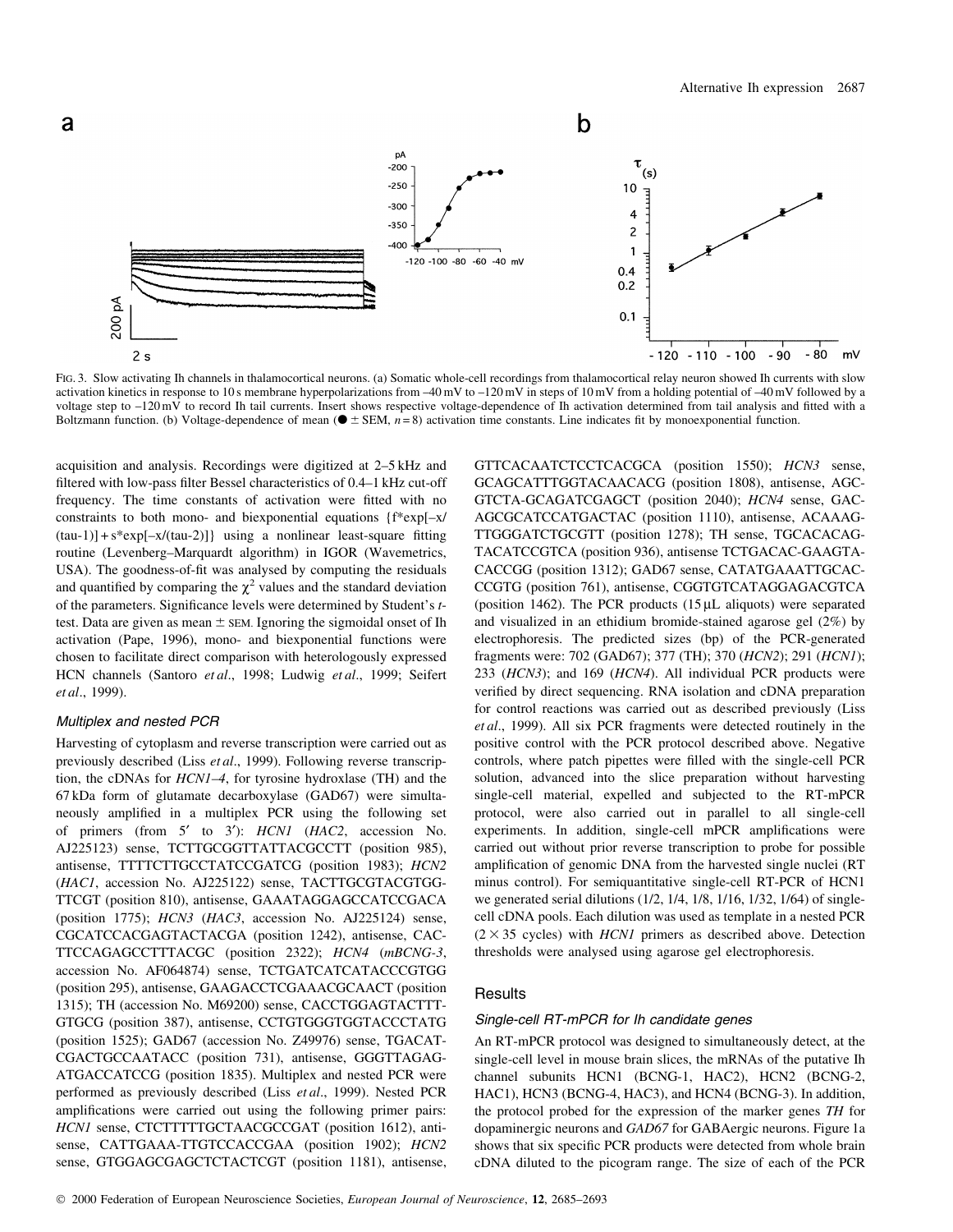FIG. 3. Slow activating Ih channels in thalamocortical neurons. (a) Somatic whole-cell recordings from thalamocortical relay neuron showed Ih currents with slow activation kinetics in response to 10 s membrane hyperpolarizations from –40 mV to –120 mV in steps of 10 mV from a holding potential of –40 mV followed by a voltage step to –120 mV to record Ih tail currents. Insert shows respective voltage-dependence of Ih activation determined from tail analysis and fitted with a Boltzmann function. (b) Voltage-dependence of mean (● ± SEM, $n = 8$) activation time constants. Line indicates fit by monoexponential function.

acquisition and analysis. Recordings were digitized at 2–5 kHz and filtered with low-pass filter Bessel characteristics of 0.4–1 kHz cut-off frequency. The time constants of activation were fitted with no constraints to both mono- and biexponential equations {f*exp[–x/(tau-1)] + s*exp[–x/(tau-2)]} using a nonlinear least-square fitting routine (Levenberg–Marquardt algorithm) in IGOR (Wavemetrics, USA). The goodness-of-fit was analysed by computing the residuals and quantified by comparing the $\chi^2$ values and the standard deviation of the parameters. Significance levels were determined by Student's *t*-test. Data are given as mean ± SEM. Ignoring the sigmoidal onset of Ih activation (Pape, 1996), mono- and biexponential functions were chosen to facilitate direct comparison with heterologously expressed HCN channels (Santoro *et al*., 1998; Ludwig *et al*., 1999; Seifert *et al*., 1999).

### Multiplex and nested PCR

Harvesting of cytoplasm and reverse transcription were carried out as previously described (Liss *et al*., 1999). Following reverse transcription, the cDNAs for *HCN1–4*, for tyrosine hydroxlase (TH) and the 67 kDa form of glutamate decarboxylase (GAD67) were simultaneously amplified in a multiplex PCR using the following set of primers (from 5′ to 3′): *HCN1* (*HAC2*, accession No. AJ225123) sense, TCTTGCGGTTATTACGCCTT (position 985), antisense, TTTTCTTGCCTATCCGATCG (position 1983); *HCN2* (*HAC1*, accession No. AJ225122) sense, TACTTGCGTACGTGG-TTCGT (position 810), antisense, GAAATAGGAGCCATCCGACA (position 1775); *HCN3* (*HAC3*, accession No. AJ225124) sense, CGCATCCACGAGTACTACGA (position 1242), antisense, CAC-TTCCAGAGCCTTTACGC (position 2322); *HCN4* (*mBCNG-3*, accession No. AF064874) sense, TCTGATCATCATACCCGTGG (position 295), antisense, GAAGACCTCGAAACGCAACT (position 1315); TH (accession No. M69200) sense, CACCTGGAGTACTTT-GTGCG (position 387), antisense, CCTGTGGGTGGTACCCTATG (position 1525); GAD67 (accession No. Z49976) sense, TGACAT-CGACTGCCAATACC (position 731), antisense, GGGTTAGAG-ATGACCATCCG (position 1835). Multiplex and nested PCR were performed as previously described (Liss *et al*., 1999). Nested PCR amplifications were carried out using the following primer pairs: *HCN1* sense, CTCTTTTTGCTAACGCCGAT (position 1612), antisense, CATTGAAA-TTGTCCACCGAA (position 1902); *HCN2* sense, GTGGAGCGAGCTCTACTCGT (position 1181), antisense, GTTCACAATCTCCTCACGCA (position 1550); *HCN3* sense, GCAGCATTTGGTACAACACG (position 1808), antisense, AGC-GTCTA-GCAGATCGAGCT (position 2040); *HCN4* sense, GAC-AGCGCATCCATGACTAC (position 1110), antisense, ACAAAG-TTGGGATCTGCGTT (position 1278); TH sense, TGCACACAG-TACATCCGTCA (position 936), antisense TCTGACAC-GAAGTA-CACCGG (position 1312); GAD67 sense, CATATGAAATTGCAC-CCGTG (position 761), antisense, CGGTGTCATAGGAGACGTCA (position 1462). The PCR products (15 µL aliquots) were separated and visualized in an ethidium bromide-stained agarose gel (2%) by electrophoresis. The predicted sizes (bp) of the PCR-generated fragments were: 702 (GAD67); 377 (TH); 370 (*HCN2*); 291 (*HCN1*); 233 (*HCN3*); and 169 (*HCN4*). All individual PCR products were verified by direct sequencing. RNA isolation and cDNA preparation for control reactions was carried out as described previously (Liss *et al*., 1999). All six PCR fragments were detected routinely in the positive control with the PCR protocol described above. Negative controls, where patch pipettes were filled with the single-cell PCR solution, advanced into the slice preparation without harvesting single-cell material, expelled and subjected to the RT-mPCR protocol, were also carried out in parallel to all single-cell experiments. In addition, single-cell mPCR amplifications were carried out without prior reverse transcription to probe for possible amplification of genomic DNA from the harvested single nuclei (RT minus control). For semiquantitative single-cell RT-PCR of HCN1 we generated serial dilutions (1/2, 1/4, 1/8, 1/16, 1/32, 1/64) of single-cell cDNA pools. Each dilution was used as template in a nested PCR (2 × 35 cycles) with *HCN1* primers as described above. Detection thresholds were analysed using agarose gel electrophoresis.

## Results

### Single-cell RT-mPCR for Ih candidate genes

An RT-mPCR protocol was designed to simultaneously detect, at the single-cell level in mouse brain slices, the mRNAs of the putative Ih channel subunits HCN1 (BCNG-1, HAC2), HCN2 (BCNG-2, HAC1), HCN3 (BCNG-4, HAC3), and HCN4 (BCNG-3). In addition, the protocol probed for the expression of the marker genes *TH* for dopaminergic neurons and *GAD67* for GABAergic neurons. Figure 1a shows that six specific PCR products were detected from whole brain cDNA diluted to the picogram range. The size of each of the PCR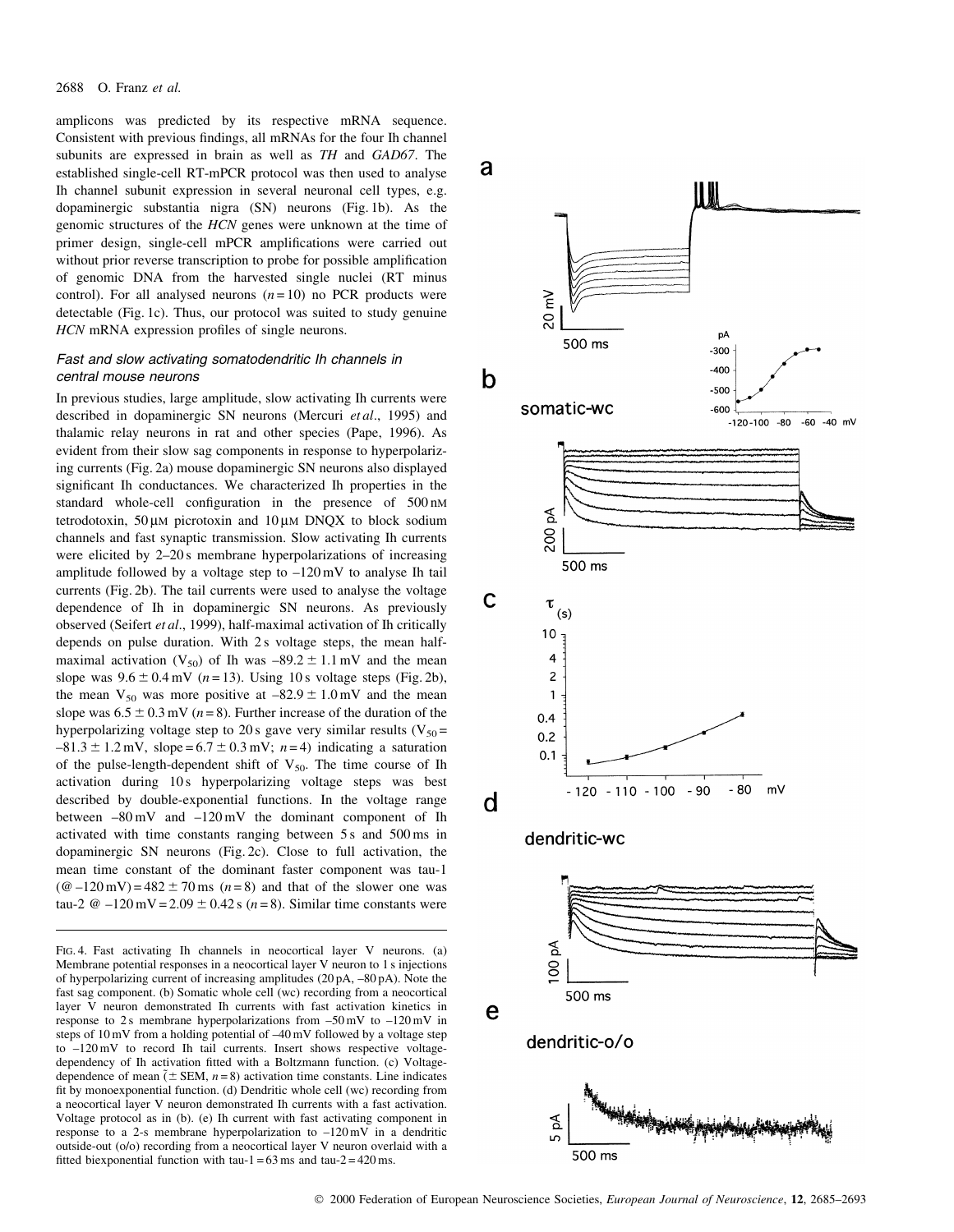amplicons was predicted by its respective mRNA sequence. Consistent with previous findings, all mRNAs for the four Ih channel subunits are expressed in brain as well as *TH* and *GAD67*. The established single-cell RT-mPCR protocol was then used to analyse Ih channel subunit expression in several neuronal cell types, e.g. dopaminergic substantia nigra (SN) neurons (Fig. 1b). As the genomic structures of the *HCN* genes were unknown at the time of primer design, single-cell mPCR amplifications were carried out without prior reverse transcription to probe for possible amplification of genomic DNA from the harvested single nuclei (RT minus control). For all analysed neurons ($n = 10$) no PCR products were detectable (Fig. 1c). Thus, our protocol was suited to study genuine *HCN* mRNA expression profiles of single neurons.

### *Fast and slow activating somatodendritic Ih channels in central mouse neurons*

In previous studies, large amplitude, slow activating Ih currents were described in dopaminergic SN neurons (Mercuri *et al*., 1995) and thalamic relay neurons in rat and other species (Pape, 1996). As evident from their slow sag components in response to hyperpolarizing currents (Fig. 2a) mouse dopaminergic SN neurons also displayed significant Ih conductances. We characterized Ih properties in the standard whole-cell configuration in the presence of 500 nM tetrodotoxin, 50 µM picrotoxin and 10 µM DNQX to block sodium channels and fast synaptic transmission. Slow activating Ih currents were elicited by 2–20 s membrane hyperpolarizations of increasing amplitude followed by a voltage step to –120 mV to analyse Ih tail currents (Fig. 2b). The tail currents were used to analyse the voltage dependence of Ih in dopaminergic SN neurons. As previously observed (Seifert *et al*., 1999), half-maximal activation of Ih critically depends on pulse duration. With 2 s voltage steps, the mean half-maximal activation ($V_{50}$) of Ih was –89.2 ± 1.1 mV and the mean slope was 9.6 ± 0.4 mV ($n = 13$). Using 10 s voltage steps (Fig. 2b), the mean $V_{50}$ was more positive at –82.9 ± 1.0 mV and the mean slope was 6.5 ± 0.3 mV ($n = 8$). Further increase of the duration of the hyperpolarizing voltage step to 20 s gave very similar results ($V_{50}$ = –81.3 ± 1.2 mV, slope = 6.7 ± 0.3 mV; $n = 4$) indicating a saturation of the pulse-length-dependent shift of $V_{50}$. The time course of Ih activation during 10 s hyperpolarizing voltage steps was best described by double-exponential functions. In the voltage range between –80 mV and –120 mV the dominant component of Ih activated with time constants ranging between 5 s and 500 ms in dopaminergic SN neurons (Fig. 2c). Close to full activation, the mean time constant of the dominant faster component was tau-1 (@ –120 mV) = 482 ± 70 ms ($n = 8$) and that of the slower one was tau-2 @ –120 mV = 2.09 ± 0.42 s ($n = 8$). Similar time constants were

FIG. 4. Fast activating Ih channels in neocortical layer V neurons. (a) Membrane potential responses in a neocortical layer V neuron to 1 s injections of hyperpolarizing current of increasing amplitudes (20 pA, –80 pA). Note the fast sag component. (b) Somatic whole cell (wc) recording from a neocortical layer V neuron demonstrated Ih currents with fast activation kinetics in response to 2 s membrane hyperpolarizations from –50 mV to –120 mV in steps of 10 mV from a holding potential of –40 mV followed by a voltage step to –120 mV to record Ih tail currents. Insert shows respective voltage-dependency of Ih activation fitted with a Boltzmann function. (c) Voltage-dependence of mean ($\pm$ SEM, $n = 8$) activation time constants. Line indicates fit by monoexponential function. (d) Dendritic whole cell (wc) recording from a neocortical layer V neuron demonstrated Ih currents with a fast activation. Voltage protocol as in (b). (e) Ih current with fast activating component in response to a 2-s membrane hyperpolarization to –120 mV in a dendritic outside-out (o/o) recording from a neocortical layer V neuron overlaid with a fitted biexponential function with tau-1 = 63 ms and tau-2 = 420 ms.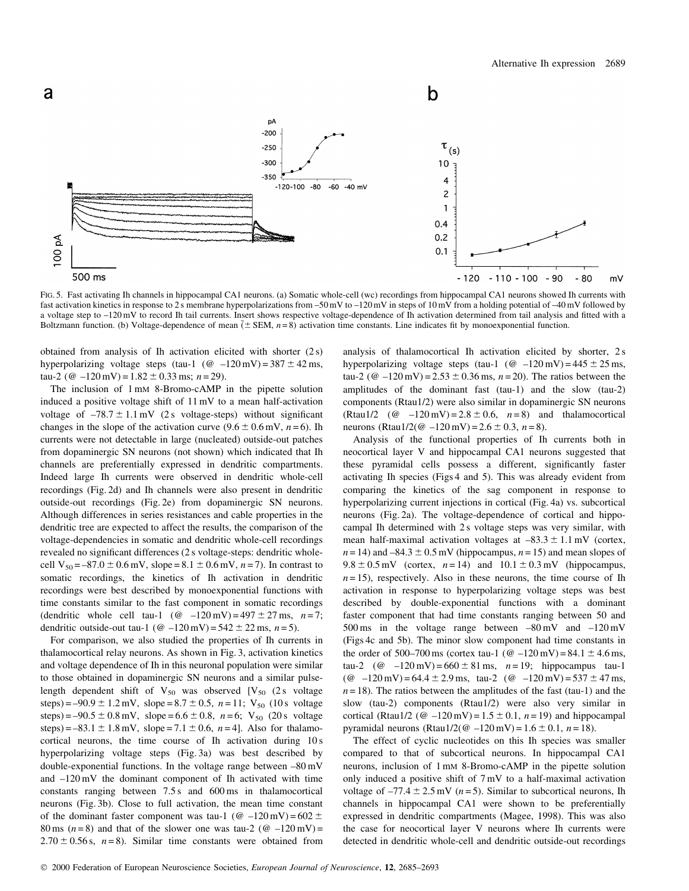FIG. 5. Fast activating Ih channels in hippocampal CA1 neurons. (a) Somatic whole-cell (wc) recordings from hippocampal CA1 neurons showed Ih currents with fast activation kinetics in response to 2 s membrane hyperpolarizations from –50 mV to –120 mV in steps of 10 mV from a holding potential of –40 mV followed by a voltage step to –120 mV to record Ih tail currents. Insert shows respective voltage-dependence of Ih activation determined from tail analysis and fitted with a Boltzmann function. (b) Voltage-dependence of mean (± SEM, $n = 8$) activation time constants. Line indicates fit by monoexponential function.

obtained from analysis of Ih activation elicited with shorter (2 s) hyperpolarizing voltage steps (tau-1 (@ –120 mV) = 387 ± 42 ms, tau-2 (@ –120 mV) = 1.82 ± 0.33 ms; $n = 29$).

The inclusion of 1 mM 8-Bromo-cAMP in the pipette solution induced a positive voltage shift of 11 mV to a mean half-activation voltage of –78.7 ± 1.1 mV (2 s voltage-steps) without significant changes in the slope of the activation curve (9.6 ± 0.6 mV, $n = 6$). Ih currents were not detectable in large (nucleated) outside-out patches from dopaminergic SN neurons (not shown) which indicated that Ih channels are preferentially expressed in dendritic compartments. Indeed large Ih currents were observed in dendritic whole-cell recordings (Fig. 2d) and Ih channels were also present in dendritic outside-out recordings (Fig. 2e) from dopaminergic SN neurons. Although differences in series resistances and cable properties in the dendritic tree are expected to affect the results, the comparison of the voltage-dependencies in somatic and dendritic whole-cell recordings revealed no significant differences (2 s voltage-steps: dendritic whole-cell $V_{50}$ = –87.0 ± 0.6 mV, slope = 8.1 ± 0.6 mV, $n = 7$). In contrast to somatic recordings, the kinetics of Ih activation in dendritic recordings were best described by monoexponential functions with time constants similar to the fast component in somatic recordings (dendritic whole cell tau-1 (@ –120 mV) = 497 ± 27 ms, $n = 7$; dendritic outside-out tau-1 (@ –120 mV) = 542 ± 22 ms, $n = 5$).

For comparison, we also studied the properties of Ih currents in thalamocortical relay neurons. As shown in Fig. 3, activation kinetics and voltage dependence of Ih in this neuronal population were similar to those obtained in dopaminergic SN neurons and a similar pulse-length dependent shift of $V_{50}$ was observed [$V_{50}$ (2 s voltage steps) = –90.9 ± 1.2 mV, slope = 8.7 ± 0.5, $n = 11$; $V_{50}$ (10 s voltage steps) = –90.5 ± 0.8 mV, slope = 6.6 ± 0.8, $n = 6$; $V_{50}$ (20 s voltage steps) = –83.1 ± 1.8 mV, slope = 7.1 ± 0.6, $n = 4$]. Also for thalamocortical neurons, the time course of Ih activation during 10 s hyperpolarizing voltage steps (Fig. 3a) was best described by double-exponential functions. In the voltage range between –80 mV and –120 mV the dominant component of Ih activated with time constants ranging between 7.5 s and 600 ms in thalamocortical neurons (Fig. 3b). Close to full activation, the mean time constant of the dominant faster component was tau-1 (@ –120 mV) = 602 ± 80 ms ($n = 8$) and that of the slower one was tau-2 (@ –120 mV) = 2.70 ± 0.56 s, $n = 8$). Similar time constants were obtained from analysis of thalamocortical Ih activation elicited by shorter, 2 s hyperpolarizing voltage steps (tau-1 (@ –120 mV) = 445 ± 25 ms, tau-2 (@ –120 mV) = 2.53 ± 0.36 ms, $n = 20$). The ratios between the amplitudes of the dominant fast (tau-1) and the slow (tau-2) components (Rtau1/2) were also similar in dopaminergic SN neurons (Rtau1/2 (@ –120 mV) = 2.8 ± 0.6, $n = 8$) and thalamocortical neurons (Rtau1/2(@ –120 mV) = 2.6 ± 0.3, $n = 8$).

Analysis of the functional properties of Ih currents both in neocortical layer V and hippocampal CA1 neurons suggested that these pyramidal cells possess a different, significantly faster activating Ih species (Figs 4 and 5). This was already evident from comparing the kinetics of the sag component in response to hyperpolarizing current injections in cortical (Fig. 4a) vs. subcortical neurons (Fig. 2a). The voltage-dependence of cortical and hippocampal Ih determined with 2 s voltage steps was very similar, with mean half-maximal activation voltages at –83.3 ± 1.1 mV (cortex, $n = 14$) and –84.3 ± 0.5 mV (hippocampus, $n = 15$) and mean slopes of 9.8 ± 0.5 mV (cortex, $n = 14$) and 10.1 ± 0.3 mV (hippocampus, $n = 15$), respectively. Also in these neurons, the time course of Ih activation in response to hyperpolarizing voltage steps was best described by double-exponential functions with a dominant faster component that had time constants ranging between 50 and 500 ms in the voltage range between –80 mV and –120 mV (Figs 4c and 5b). The minor slow component had time constants in the order of 500–700 ms (cortex tau-1 (@ –120 mV) = 84.1 ± 4.6 ms, tau-2 (@ –120 mV) = 660 ± 81 ms, $n = 19$; hippocampus tau-1 (@ –120 mV) = 64.4 ± 2.9 ms, tau-2 (@ –120 mV) = 537 ± 47 ms, $n = 18$). The ratios between the amplitudes of the fast (tau-1) and the slow (tau-2) components (Rtau1/2) were also similar in cortical (Rtau1/2 (@ –120 mV) = 1.5 ± 0.1, $n = 19$) and hippocampal pyramidal neurons (Rtau1/2(@ –120 mV) = 1.6 ± 0.1, $n = 18$).

The effect of cyclic nucleotides on this Ih species was smaller compared to that of subcortical neurons. In hippocampal CA1 neurons, inclusion of 1 mM 8-Bromo-cAMP in the pipette solution only induced a positive shift of 7 mV to a half-maximal activation voltage of –77.4 ± 2.5 mV ($n = 5$). Similar to subcortical neurons, Ih channels in hippocampal CA1 were shown to be preferentially expressed in dendritic compartments (Magee, 1998). This was also the case for neocortical layer V neurons where Ih currents were detected in dendritic whole-cell and dendritic outside-out recordings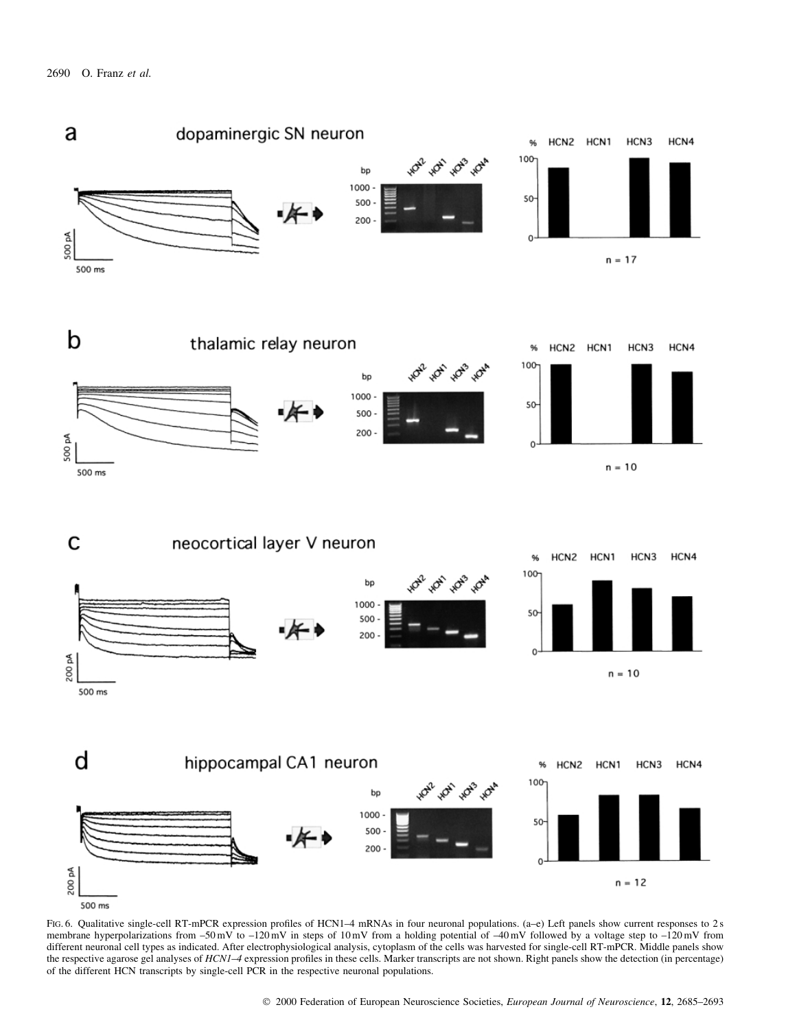a dopaminergic SN neuron

b thalamic relay neuron

c neocortical layer V neuron

d hippocampal CA1 neuron

FIG. 6. Qualitative single-cell RT-mPCR expression profiles of HCN1–4 mRNAs in four neuronal populations. (a–e) Left panels show current responses to 2 s membrane hyperpolarizations from –50 mV to –120 mV in steps of 10 mV from a holding potential of –40 mV followed by a voltage step to –120 mV from different neuronal cell types as indicated. After electrophysiological analysis, cytoplasm of the cells was harvested for single-cell RT-mPCR. Middle panels show the respective agarose gel analyses of *HCN1–4* expression profiles in these cells. Marker transcripts are not shown. Right panels show the detection (in percentage) of the different HCN transcripts by single-cell PCR in the respective neuronal populations.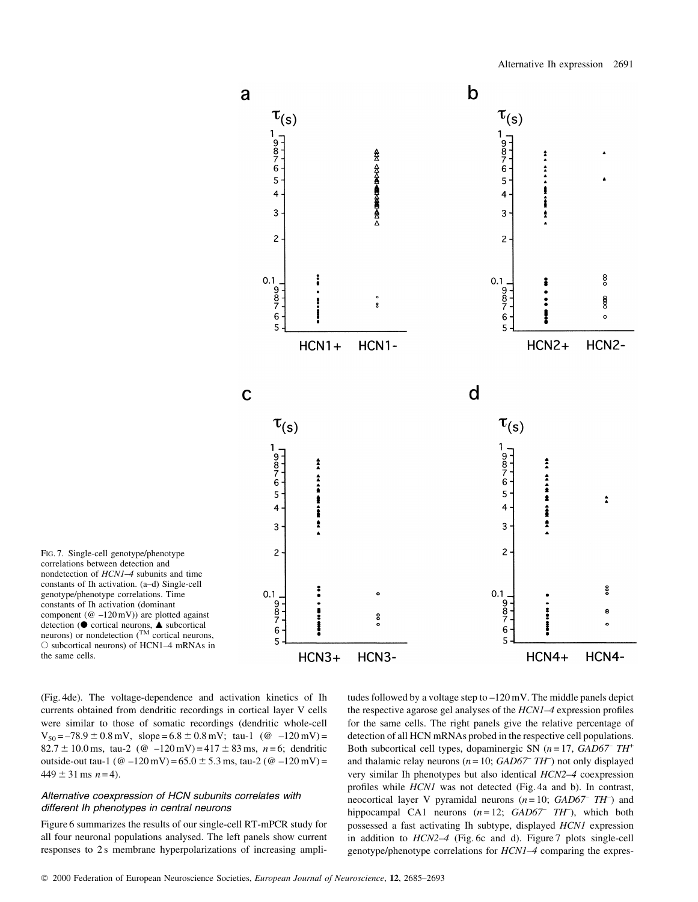FIG. 7. Single-cell genotype/phenotype correlations between detection and nondetection of *HCN1–4* subunits and time constants of Ih activation. (a–d) Single-cell genotype/phenotype correlations. Time constants of Ih activation (dominant component (@ –120 mV)) are plotted against detection (● cortical neurons, ▲ subcortical neurons) or nondetection (TM cortical neurons, ○ subcortical neurons) of HCN1–4 mRNAs in the same cells.

(Fig. 4de). The voltage-dependence and activation kinetics of Ih currents obtained from dendritic recordings in cortical layer V cells were similar to those of somatic recordings (dendritic whole-cell $V_{50}$ = –78.9 ± 0.8 mV, slope = 6.8 ± 0.8 mV; tau-1 (@ –120 mV) = 82.7 ± 10.0 ms, tau-2 (@ –120 mV) = 417 ± 83 ms, $n$ = 6; dendritic outside-out tau-1 (@ –120 mV) = 65.0 ± 5.3 ms, tau-2 (@ –120 mV) = 449 ± 31 ms $n$ = 4).

### *Alternative coexpression of HCN subunits correlates with different Ih phenotypes in central neurons*

Figure 6 summarizes the results of our single-cell RT-mPCR study for all four neuronal populations analysed. The left panels show current responses to 2 s membrane hyperpolarizations of increasing amplitudes followed by a voltage step to –120 mV. The middle panels depict the respective agarose gel analyses of the *HCN1–4* expression profiles for the same cells. The right panels give the relative percentage of detection of all HCN mRNAs probed in the respective cell populations. Both subcortical cell types, dopaminergic SN ($n$ = 17, *GAD67*⁻ *TH*⁺ and thalamic relay neurons ($n$ = 10; *GAD67*⁻ *TH*⁻) not only displayed very similar Ih phenotypes but also identical *HCN2–4* coexpression profiles while *HCN1* was not detected (Fig. 4a and b). In contrast, neocortical layer V pyramidal neurons ($n$ = 10; *GAD67*⁻ *TH*⁻) and hippocampal CA1 neurons ($n$ = 12; *GAD67*⁻ *TH*⁻), which both possessed a fast activating Ih subtype, displayed *HCN1* expression in addition to *HCN2–4* (Fig. 6c and d). Figure 7 plots single-cell genotype/phenotype correlations for *HCN1–4* comparing the expres-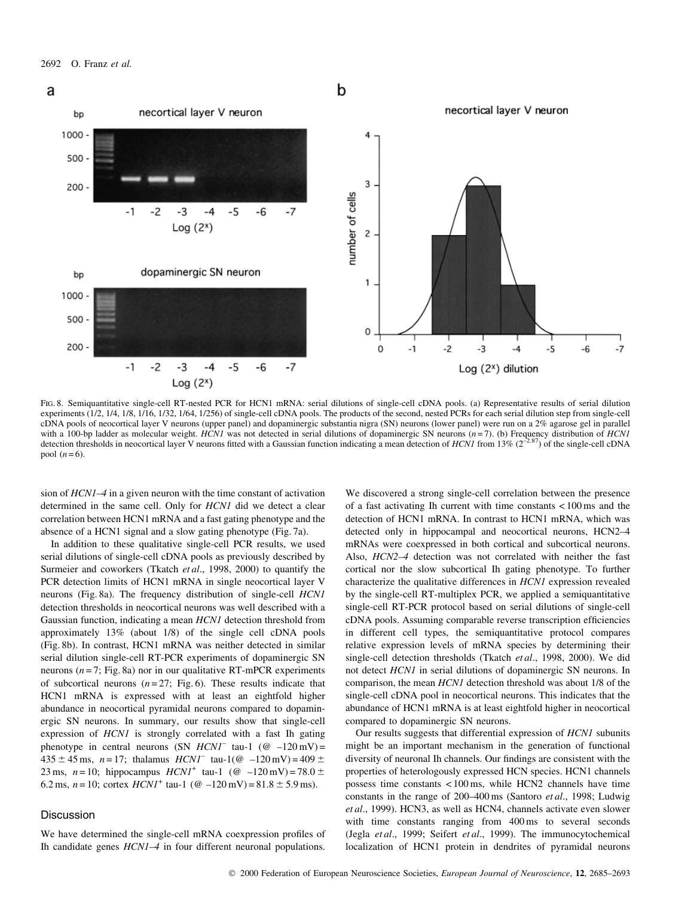FIG. 8. Semiquantitative single-cell RT-nested PCR for HCN1 mRNA: serial dilutions of single-cell cDNA pools. (a) Representative results of serial dilution experiments (1/2, 1/4, 1/8, 1/16, 1/32, 1/64, 1/256) of single-cell cDNA pools. The products of the second, nested PCRs for each serial dilution step from single-cell cDNA pools of neocortical layer V neurons (upper panel) and dopaminergic substantia nigra (SN) neurons (lower panel) were run on a 2% agarose gel in parallel with a 100-bp ladder as molecular weight. *HCN1* was not detected in serial dilutions of dopaminergic SN neurons ($n = 7$). (b) Frequency distribution of *HCN1* detection thresholds in neocortical layer V neurons fitted with a Gaussian function indicating a mean detection of *HCN1* from 13% ($2^{-2.87}$) of the single-cell cDNA pool ($n = 6$).

sion of *HCN1–4* in a given neuron with the time constant of activation determined in the same cell. Only for *HCN1* did we detect a clear correlation between HCN1 mRNA and a fast gating phenotype and the absence of a HCN1 signal and a slow gating phenotype (Fig. 7a).

In addition to these qualitative single-cell PCR results, we used serial dilutions of single-cell cDNA pools as previously described by Surmeier and coworkers (Tkatch *et al*., 1998, 2000) to quantify the PCR detection limits of HCN1 mRNA in single neocortical layer V neurons (Fig. 8a). The frequency distribution of single-cell *HCN1* detection thresholds in neocortical neurons was well described with a Gaussian function, indicating a mean *HCN1* detection threshold from approximately 13% (about 1/8) of the single cell cDNA pools (Fig. 8b). In contrast, HCN1 mRNA was neither detected in similar serial dilution single-cell RT-PCR experiments of dopaminergic SN neurons ($n = 7$; Fig. 8a) nor in our qualitative RT-mPCR experiments of subcortical neurons ($n = 27$; Fig. 6). These results indicate that HCN1 mRNA is expressed with at least an eightfold higher abundance in neocortical pyramidal neurons compared to dopaminergic SN neurons. In summary, our results show that single-cell expression of *HCN1* is strongly correlated with a fast Ih gating phenotype in central neurons (SN $HCN1^{-}$ tau-1 (@ –120 mV) = 435 ± 45 ms, $n = 17$; thalamus $HCN1^{-}$ tau-1(@ –120 mV) = 409 ± 23 ms, $n = 10$; hippocampus $HCN1^{+}$ tau-1 (@ –120 mV) = 78.0 ± 6.2 ms, $n = 10$; cortex $HCN1^{+}$ tau-1 (@ –120 mV) = 81.8 ± 5.9 ms).

## Discussion

We have determined the single-cell mRNA coexpression profiles of Ih candidate genes *HCN1–4* in four different neuronal populations. We discovered a strong single-cell correlation between the presence of a fast activating Ih current with time constants < 100 ms and the detection of HCN1 mRNA. In contrast to HCN1 mRNA, which was detected only in hippocampal and neocortical neurons, HCN2–4 mRNAs were coexpressed in both cortical and subcortical neurons. Also, *HCN2–4* detection was not correlated with neither the fast cortical nor the slow subcortical Ih gating phenotype. To further characterize the qualitative differences in *HCN1* expression revealed by the single-cell RT-multiplex PCR, we applied a semiquantitative single-cell RT-PCR protocol based on serial dilutions of single-cell cDNA pools. Assuming comparable reverse transcription efficiencies in different cell types, the semiquantitative protocol compares relative expression levels of mRNA species by determining their single-cell detection thresholds (Tkatch *et al*., 1998, 2000). We did not detect *HCN1* in serial dilutions of dopaminergic SN neurons. In comparison, the mean *HCN1* detection threshold was about 1/8 of the single-cell cDNA pool in neocortical neurons. This indicates that the abundance of HCN1 mRNA is at least eightfold higher in neocortical compared to dopaminergic SN neurons.

Our results suggests that differential expression of *HCN1* subunits might be an important mechanism in the generation of functional diversity of neuronal Ih channels. Our findings are consistent with the properties of heterologously expressed HCN species. HCN1 channels possess time constants < 100 ms, while HCN2 channels have time constants in the range of 200–400 ms (Santoro *et al*., 1998; Ludwig *et al*., 1999). HCN3, as well as HCN4, channels activate even slower with time constants ranging from 400 ms to several seconds (Jegla *et al*., 1999; Seifert *et al*., 1999). The immunocytochemical localization of HCN1 protein in dendrites of pyramidal neurons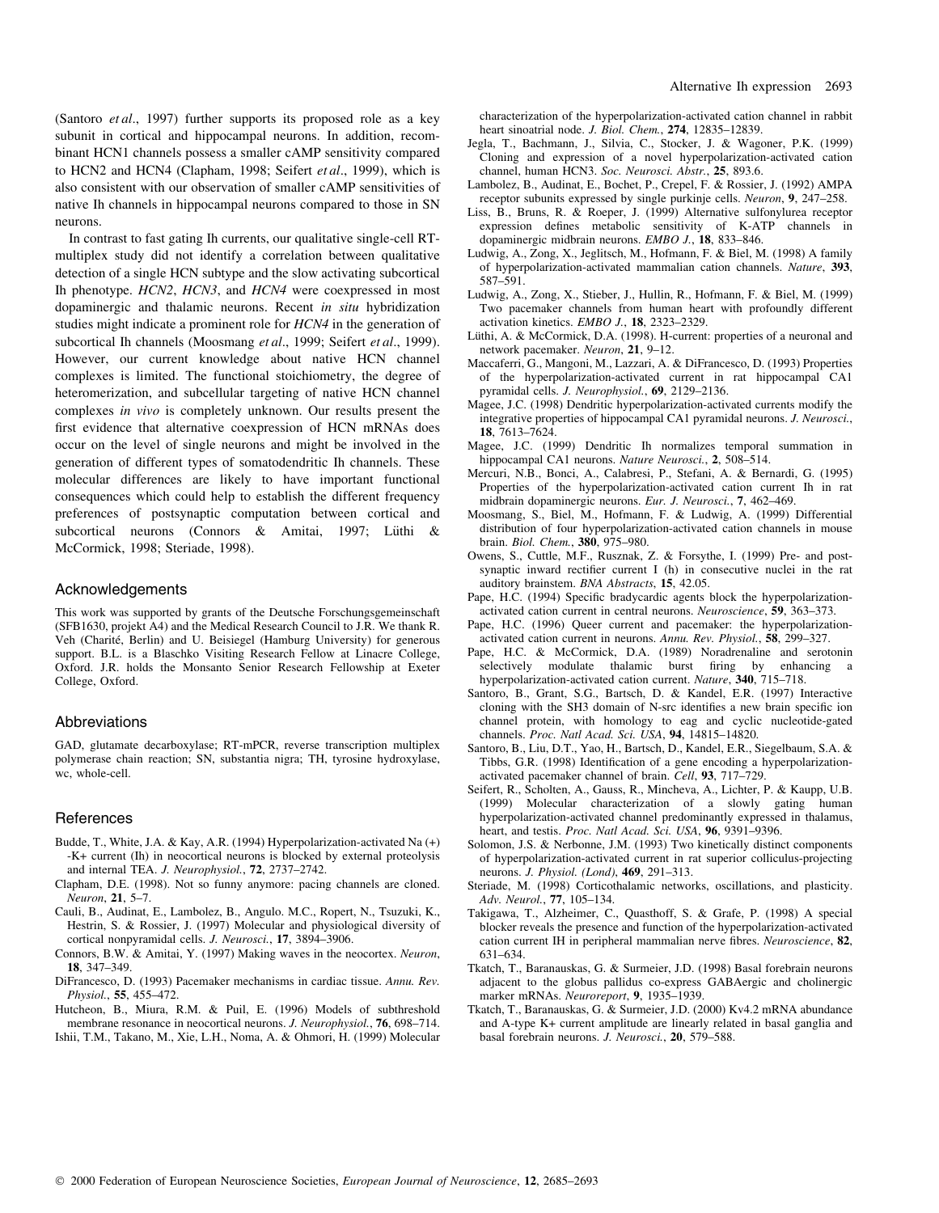(Santoro *et al*., 1997) further supports its proposed role as a key subunit in cortical and hippocampal neurons. In addition, recombinant HCN1 channels possess a smaller cAMP sensitivity compared to HCN2 and HCN4 (Clapham, 1998; Seifert *et al*., 1999), which is also consistent with our observation of smaller cAMP sensitivities of native Ih channels in hippocampal neurons compared to those in SN neurons.

In contrast to fast gating Ih currents, our qualitative single-cell RT-multiplex study did not identify a correlation between qualitative detection of a single HCN subtype and the slow activating subcortical Ih phenotype. *HCN2*, *HCN3*, and *HCN4* were coexpressed in most dopaminergic and thalamic neurons. Recent *in situ* hybridization studies might indicate a prominent role for *HCN4* in the generation of subcortical Ih channels (Moosmang *et al*., 1999; Seifert *et al*., 1999). However, our current knowledge about native HCN channel complexes is limited. The functional stoichiometry, the degree of heteromerization, and subcellular targeting of native HCN channel complexes *in vivo* is completely unknown. Our results present the first evidence that alternative coexpression of HCN mRNAs does occur on the level of single neurons and might be involved in the generation of different types of somatodendritic Ih channels. These molecular differences are likely to have important functional consequences which could help to establish the different frequency preferences of postsynaptic computation between cortical and subcortical neurons (Connors & Amitai, 1997; Lüthi & McCormick, 1998; Steriade, 1998).

## Acknowledgements

This work was supported by grants of the Deutsche Forschungsgemeinschaft (SFB1630, projekt A4) and the Medical Research Council to J.R. We thank R. Veh (Charité, Berlin) and U. Beisiegel (Hamburg University) for generous support. B.L. is a Blaschko Visiting Research Fellow at Linacre College, Oxford. J.R. holds the Monsanto Senior Research Fellowship at Exeter College, Oxford.

## Abbreviations

GAD, glutamate decarboxylase; RT-mPCR, reverse transcription multiplex polymerase chain reaction; SN, substantia nigra; TH, tyrosine hydroxylase, wc, whole-cell.

## References

Budde, T., White, J.A. & Kay, A.R. (1994) Hyperpolarization-activated Na (+) -K+ current (Ih) in neocortical neurons is blocked by external proteolysis and internal TEA. *J. Neurophysiol.*, **72**, 2737–2742.

Clapham, D.E. (1998). Not so funny anymore: pacing channels are cloned. *Neuron*, **21**, 5–7.

Cauli, B., Audinat, E., Lambolez, B., Angulo. M.C., Ropert, N., Tsuzuki, K., Hestrin, S. & Rossier, J. (1997) Molecular and physiological diversity of cortical nonpyramidal cells. *J. Neurosci.*, **17**, 3894–3906.

Connors, B.W. & Amitai, Y. (1997) Making waves in the neocortex. *Neuron*, **18**, 347–349.

DiFrancesco, D. (1993) Pacemaker mechanisms in cardiac tissue. *Annu. Rev. Physiol.*, **55**, 455–472.

Hutcheon, B., Miura, R.M. & Puil, E. (1996) Models of subthreshold membrane resonance in neocortical neurons. *J. Neurophysiol.*, **76**, 698–714.

Ishii, T.M., Takano, M., Xie, L.H., Noma, A. & Ohmori, H. (1999) Molecular characterization of the hyperpolarization-activated cation channel in rabbit heart sinoatrial node. *J. Biol. Chem.*, **274**, 12835–12839.

Jegla, T., Bachmann, J., Silvia, C., Stocker, J. & Wagoner, P.K. (1999) Cloning and expression of a novel hyperpolarization-activated cation channel, human HCN3. *Soc. Neurosci. Abstr.*, **25**, 893.6.

Lambolez, B., Audinat, E., Bochet, P., Crepel, F. & Rossier, J. (1992) AMPA receptor subunits expressed by single purkinje cells. *Neuron*, **9**, 247–258.

Liss, B., Bruns, R. & Roeper, J. (1999) Alternative sulfonylurea receptor expression defines metabolic sensitivity of K-ATP channels in dopaminergic midbrain neurons. *EMBO J.*, **18**, 833–846.

Ludwig, A., Zong, X., Jeglitsch, M., Hofmann, F. & Biel, M. (1998) A family of hyperpolarization-activated mammalian cation channels. *Nature*, **393**, 587–591.

Ludwig, A., Zong, X., Stieber, J., Hullin, R., Hofmann, F. & Biel, M. (1999) Two pacemaker channels from human heart with profoundly different activation kinetics. *EMBO J.*, **18**, 2323–2329.

Lüthi, A. & McCormick, D.A. (1998). H-current: properties of a neuronal and network pacemaker. *Neuron*, **21**, 9–12.

Maccaferri, G., Mangoni, M., Lazzari, A. & DiFrancesco, D. (1993) Properties of the hyperpolarization-activated current in rat hippocampal CA1 pyramidal cells. *J. Neurophysiol.*, **69**, 2129–2136.

Magee, J.C. (1998) Dendritic hyperpolarization-activated currents modify the integrative properties of hippocampal CA1 pyramidal neurons. *J. Neurosci.*, **18**, 7613–7624.

Magee, J.C. (1999) Dendritic Ih normalizes temporal summation in hippocampal CA1 neurons. *Nature Neurosci.*, **2**, 508–514.

Mercuri, N.B., Bonci, A., Calabresi, P., Stefani, A. & Bernardi, G. (1995) Properties of the hyperpolarization-activated cation current Ih in rat midbrain dopaminergic neurons. *Eur. J. Neurosci.*, **7**, 462–469.

Moosmang, S., Biel, M., Hofmann, F. & Ludwig, A. (1999) Differential distribution of four hyperpolarization-activated cation channels in mouse brain. *Biol. Chem.*, **380**, 975–980.

Owens, S., Cuttle, M.F., Rusznak, Z. & Forsythe, I. (1999) Pre- and postsynaptic inward rectifier current I (h) in consecutive nuclei in the rat auditory brainstem. *BNA Abstracts*, **15**, 42.05.

Pape, H.C. (1994) Specific bradycardic agents block the hyperpolarization-activated cation current in central neurons. *Neuroscience*, **59**, 363–373.

Pape, H.C. (1996) Queer current and pacemaker: the hyperpolarization-activated cation current in neurons. *Annu. Rev. Physiol.*, **58**, 299–327.

Pape, H.C. & McCormick, D.A. (1989) Noradrenaline and serotonin selectively modulate thalamic burst firing by enhancing a hyperpolarization-activated cation current. *Nature*, **340**, 715–718.

Santoro, B., Grant, S.G., Bartsch, D. & Kandel, E.R. (1997) Interactive cloning with the SH3 domain of N-src identifies a new brain specific ion channel protein, with homology to eag and cyclic nucleotide-gated channels. *Proc. Natl Acad. Sci. USA*, **94**, 14815–14820.

Santoro, B., Liu, D.T., Yao, H., Bartsch, D., Kandel, E.R., Siegelbaum, S.A. & Tibbs, G.R. (1998) Identification of a gene encoding a hyperpolarization-activated pacemaker channel of brain. *Cell*, **93**, 717–729.

Seifert, R., Scholten, A., Gauss, R., Mincheva, A., Lichter, P. & Kaupp, U.B. (1999) Molecular characterization of a slowly gating human hyperpolarization-activated channel predominantly expressed in thalamus, heart, and testis. *Proc. Natl Acad. Sci. USA*, **96**, 9391–9396.

Solomon, J.S. & Nerbonne, J.M. (1993) Two kinetically distinct components of hyperpolarization-activated current in rat superior colliculus-projecting neurons. *J. Physiol. (Lond)*, **469**, 291–313.

Steriade, M. (1998) Corticothalamic networks, oscillations, and plasticity. *Adv. Neurol.*, **77**, 105–134.

Takigawa, T., Alzheimer, C., Quasthoff, S. & Grafe, P. (1998) A special blocker reveals the presence and function of the hyperpolarization-activated cation current IH in peripheral mammalian nerve fibres. *Neuroscience*, **82**, 631–634.

Tkatch, T., Baranauskas, G. & Surmeier, J.D. (1998) Basal forebrain neurons adjacent to the globus pallidus co-express GABAergic and cholinergic marker mRNAs. *Neuroreport*, **9**, 1935–1939.

Tkatch, T., Baranauskas, G. & Surmeier, J.D. (2000) Kv4.2 mRNA abundance and A-type K+ current amplitude are linearly related in basal ganglia and basal forebrain neurons. *J. Neurosci.*, **20**, 579–588.